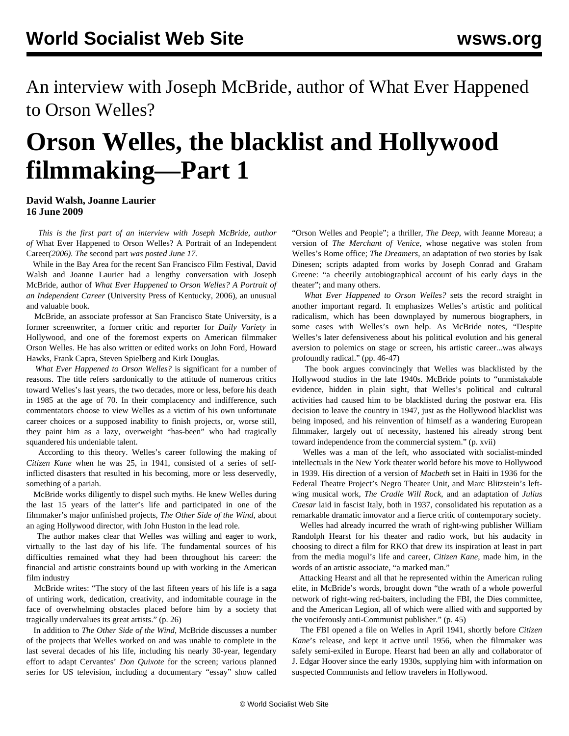An interview with Joseph McBride, author of What Ever Happened to Orson Welles?

# Orson Welles, the blacklist and Hollywood filmmaking—Part 1

**David Walsh, Joanne Laurier**
**16 June 2009**

*This is the first part of an interview with Joseph McBride, author of* What Ever Happened to Orson Welles? A Portrait of an Independent Career*(2006). The* second part *was posted June 17.*

While in the Bay Area for the recent San Francisco Film Festival, David Walsh and Joanne Laurier had a lengthy conversation with Joseph McBride, author of *What Ever Happened to Orson Welles? A Portrait of an Independent Career* (University Press of Kentucky, 2006), an unusual and valuable book.

McBride, an associate professor at San Francisco State University, is a former screenwriter, a former critic and reporter for *Daily Variety* in Hollywood, and one of the foremost experts on American filmmaker Orson Welles. He has also written or edited works on John Ford, Howard Hawks, Frank Capra, Steven Spielberg and Kirk Douglas.

*What Ever Happened to Orson Welles?* is significant for a number of reasons. The title refers sardonically to the attitude of numerous critics toward Welles's last years, the two decades, more or less, before his death in 1985 at the age of 70. In their complacency and indifference, such commentators choose to view Welles as a victim of his own unfortunate career choices or a supposed inability to finish projects, or, worse still, they paint him as a lazy, overweight "has-been" who had tragically squandered his undeniable talent.

According to this theory. Welles's career following the making of *Citizen Kane* when he was 25, in 1941, consisted of a series of self-inflicted disasters that resulted in his becoming, more or less deservedly, something of a pariah.

McBride works diligently to dispel such myths. He knew Welles during the last 15 years of the latter's life and participated in one of the filmmaker's major unfinished projects, *The Other Side of the Wind*, about an aging Hollywood director, with John Huston in the lead role.

The author makes clear that Welles was willing and eager to work, virtually to the last day of his life. The fundamental sources of his difficulties remained what they had been throughout his career: the financial and artistic constraints bound up with working in the American film industry

McBride writes: "The story of the last fifteen years of his life is a saga of untiring work, dedication, creativity, and indomitable courage in the face of overwhelming obstacles placed before him by a society that tragically undervalues its great artists." (p. 26)

In addition to *The Other Side of the Wind*, McBride discusses a number of the projects that Welles worked on and was unable to complete in the last several decades of his life, including his nearly 30-year, legendary effort to adapt Cervantes' *Don Quixote* for the screen; various planned series for US television, including a documentary "essay" show called "Orson Welles and People"; a thriller, *The Deep*, with Jeanne Moreau; a version of *The Merchant of Venice*, whose negative was stolen from Welles's Rome office; *The Dreamers*, an adaptation of two stories by Isak Dinesen; scripts adapted from works by Joseph Conrad and Graham Greene: "a cheerily autobiographical account of his early days in the theater"; and many others.

*What Ever Happened to Orson Welles?* sets the record straight in another important regard. It emphasizes Welles's artistic and political radicalism, which has been downplayed by numerous biographers, in some cases with Welles's own help. As McBride notes, "Despite Welles's later defensiveness about his political evolution and his general aversion to polemics on stage or screen, his artistic career...was always profoundly radical." (pp. 46-47)

The book argues convincingly that Welles was blacklisted by the Hollywood studios in the late 1940s. McBride points to "unmistakable evidence, hidden in plain sight, that Welles's political and cultural activities had caused him to be blacklisted during the postwar era. His decision to leave the country in 1947, just as the Hollywood blacklist was being imposed, and his reinvention of himself as a wandering European filmmaker, largely out of necessity, hastened his already strong bent toward independence from the commercial system." (p. xvii)

Welles was a man of the left, who associated with socialist-minded intellectuals in the New York theater world before his move to Hollywood in 1939. His direction of a version of *Macbeth* set in Haiti in 1936 for the Federal Theatre Project's Negro Theater Unit, and Marc Blitzstein's left-wing musical work, *The Cradle Will Rock*, and an adaptation of *Julius Caesar* laid in fascist Italy, both in 1937, consolidated his reputation as a remarkable dramatic innovator and a fierce critic of contemporary society.

Welles had already incurred the wrath of right-wing publisher William Randolph Hearst for his theater and radio work, but his audacity in choosing to direct a film for RKO that drew its inspiration at least in part from the media mogul's life and career, *Citizen Kane*, made him, in the words of an artistic associate, "a marked man."

Attacking Hearst and all that he represented within the American ruling elite, in McBride's words, brought down "the wrath of a whole powerful network of right-wing red-baiters, including the FBI, the Dies committee, and the American Legion, all of which were allied with and supported by the vociferously anti-Communist publisher." (p. 45)

The FBI opened a file on Welles in April 1941, shortly before *Citizen Kane*'s release, and kept it active until 1956, when the filmmaker was safely semi-exiled in Europe. Hearst had been an ally and collaborator of J. Edgar Hoover since the early 1930s, supplying him with information on suspected Communists and fellow travelers in Hollywood.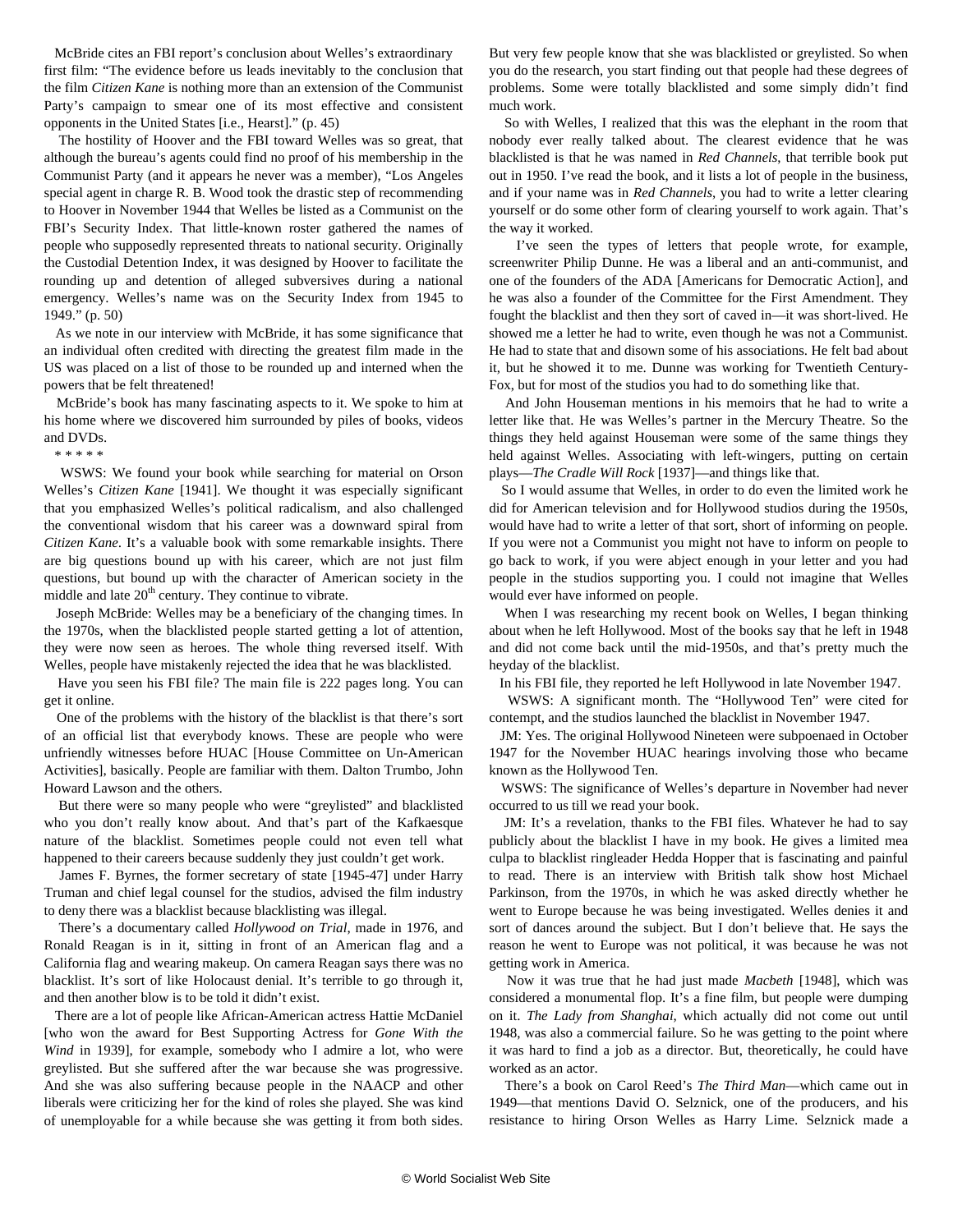McBride cites an FBI report's conclusion about Welles's extraordinary first film: "The evidence before us leads inevitably to the conclusion that the film *Citizen Kane* is nothing more than an extension of the Communist Party's campaign to smear one of its most effective and consistent opponents in the United States [i.e., Hearst]." (p. 45)

The hostility of Hoover and the FBI toward Welles was so great, that although the bureau's agents could find no proof of his membership in the Communist Party (and it appears he never was a member), "Los Angeles special agent in charge R. B. Wood took the drastic step of recommending to Hoover in November 1944 that Welles be listed as a Communist on the FBI's Security Index. That little-known roster gathered the names of people who supposedly represented threats to national security. Originally the Custodial Detention Index, it was designed by Hoover to facilitate the rounding up and detention of alleged subversives during a national emergency. Welles's name was on the Security Index from 1945 to 1949." (p. 50)

As we note in our interview with McBride, it has some significance that an individual often credited with directing the greatest film made in the US was placed on a list of those to be rounded up and interned when the powers that be felt threatened!

McBride's book has many fascinating aspects to it. We spoke to him at his home where we discovered him surrounded by piles of books, videos and DVDs.

\* \* \* \* \*

WSWS: We found your book while searching for material on Orson Welles's *Citizen Kane* [1941]. We thought it was especially significant that you emphasized Welles's political radicalism, and also challenged the conventional wisdom that his career was a downward spiral from *Citizen Kane*. It's a valuable book with some remarkable insights. There are big questions bound up with his career, which are not just film questions, but bound up with the character of American society in the middle and late 20th century. They continue to vibrate.

Joseph McBride: Welles may be a beneficiary of the changing times. In the 1970s, when the blacklisted people started getting a lot of attention, they were now seen as heroes. The whole thing reversed itself. With Welles, people have mistakenly rejected the idea that he was blacklisted.

Have you seen his FBI file? The main file is 222 pages long. You can get it online.

One of the problems with the history of the blacklist is that there's sort of an official list that everybody knows. These are people who were unfriendly witnesses before HUAC [House Committee on Un-American Activities], basically. People are familiar with them. Dalton Trumbo, John Howard Lawson and the others.

But there were so many people who were "greylisted" and blacklisted who you don't really know about. And that's part of the Kafkaesque nature of the blacklist. Sometimes people could not even tell what happened to their careers because suddenly they just couldn't get work.

James F. Byrnes, the former secretary of state [1945-47] under Harry Truman and chief legal counsel for the studios, advised the film industry to deny there was a blacklist because blacklisting was illegal.

There's a documentary called *Hollywood on Trial*, made in 1976, and Ronald Reagan is in it, sitting in front of an American flag and a California flag and wearing makeup. On camera Reagan says there was no blacklist. It's sort of like Holocaust denial. It's terrible to go through it, and then another blow is to be told it didn't exist.

There are a lot of people like African-American actress Hattie McDaniel [who won the award for Best Supporting Actress for *Gone With the Wind* in 1939], for example, somebody who I admire a lot, who were greylisted. But she suffered after the war because she was progressive. And she was also suffering because people in the NAACP and other liberals were criticizing her for the kind of roles she played. She was kind of unemployable for a while because she was getting it from both sides. But very few people know that she was blacklisted or greylisted. So when you do the research, you start finding out that people had these degrees of problems. Some were totally blacklisted and some simply didn't find much work.

So with Welles, I realized that this was the elephant in the room that nobody ever really talked about. The clearest evidence that he was blacklisted is that he was named in *Red Channels*, that terrible book put out in 1950. I've read the book, and it lists a lot of people in the business, and if your name was in *Red Channels*, you had to write a letter clearing yourself or do some other form of clearing yourself to work again. That's the way it worked.

I've seen the types of letters that people wrote, for example, screenwriter Philip Dunne. He was a liberal and an anti-communist, and one of the founders of the ADA [Americans for Democratic Action], and he was also a founder of the Committee for the First Amendment. They fought the blacklist and then they sort of caved in—it was short-lived. He showed me a letter he had to write, even though he was not a Communist. He had to state that and disown some of his associations. He felt bad about it, but he showed it to me. Dunne was working for Twentieth Century-Fox, but for most of the studios you had to do something like that.

And John Houseman mentions in his memoirs that he had to write a letter like that. He was Welles's partner in the Mercury Theatre. So the things they held against Houseman were some of the same things they held against Welles. Associating with left-wingers, putting on certain plays—*The Cradle Will Rock* [1937]—and things like that.

So I would assume that Welles, in order to do even the limited work he did for American television and for Hollywood studios during the 1950s, would have had to write a letter of that sort, short of informing on people. If you were not a Communist you might not have to inform on people to go back to work, if you were abject enough in your letter and you had people in the studios supporting you. I could not imagine that Welles would ever have informed on people.

When I was researching my recent book on Welles, I began thinking about when he left Hollywood. Most of the books say that he left in 1948 and did not come back until the mid-1950s, and that's pretty much the heyday of the blacklist.

In his FBI file, they reported he left Hollywood in late November 1947.

WSWS: A significant month. The "Hollywood Ten" were cited for contempt, and the studios launched the blacklist in November 1947.

JM: Yes. The original Hollywood Nineteen were subpoenaed in October 1947 for the November HUAC hearings involving those who became known as the Hollywood Ten.

WSWS: The significance of Welles's departure in November had never occurred to us till we read your book.

JM: It's a revelation, thanks to the FBI files. Whatever he had to say publicly about the blacklist I have in my book. He gives a limited mea culpa to blacklist ringleader Hedda Hopper that is fascinating and painful to read. There is an interview with British talk show host Michael Parkinson, from the 1970s, in which he was asked directly whether he went to Europe because he was being investigated. Welles denies it and sort of dances around the subject. But I don't believe that. He says the reason he went to Europe was not political, it was because he was not getting work in America.

Now it was true that he had just made *Macbeth* [1948], which was considered a monumental flop. It's a fine film, but people were dumping on it. *The Lady from Shanghai*, which actually did not come out until 1948, was also a commercial failure. So he was getting to the point where it was hard to find a job as a director. But, theoretically, he could have worked as an actor.

There's a book on Carol Reed's *The Third Man*—which came out in 1949—that mentions David O. Selznick, one of the producers, and his resistance to hiring Orson Welles as Harry Lime. Selznick made a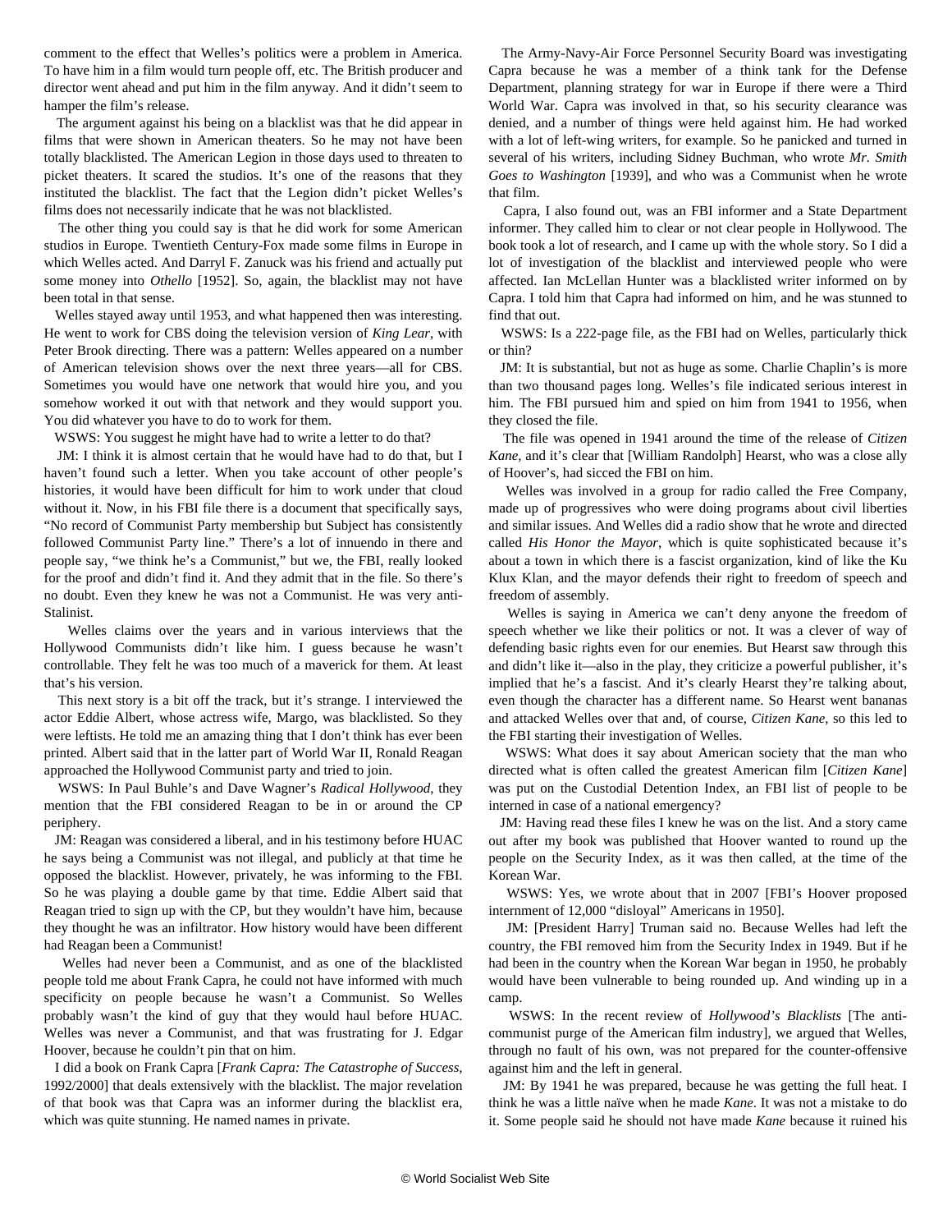comment to the effect that Welles's politics were a problem in America. To have him in a film would turn people off, etc. The British producer and director went ahead and put him in the film anyway. And it didn't seem to hamper the film's release.

The argument against his being on a blacklist was that he did appear in films that were shown in American theaters. So he may not have been totally blacklisted. The American Legion in those days used to threaten to picket theaters. It scared the studios. It's one of the reasons that they instituted the blacklist. The fact that the Legion didn't picket Welles's films does not necessarily indicate that he was not blacklisted.

The other thing you could say is that he did work for some American studios in Europe. Twentieth Century-Fox made some films in Europe in which Welles acted. And Darryl F. Zanuck was his friend and actually put some money into *Othello* [1952]. So, again, the blacklist may not have been total in that sense.

Welles stayed away until 1953, and what happened then was interesting. He went to work for CBS doing the television version of *King Lear*, with Peter Brook directing. There was a pattern: Welles appeared on a number of American television shows over the next three years—all for CBS. Sometimes you would have one network that would hire you, and you somehow worked it out with that network and they would support you. You did whatever you have to do to work for them.

WSWS: You suggest he might have had to write a letter to do that?

JM: I think it is almost certain that he would have had to do that, but I haven't found such a letter. When you take account of other people's histories, it would have been difficult for him to work under that cloud without it. Now, in his FBI file there is a document that specifically says, "No record of Communist Party membership but Subject has consistently followed Communist Party line." There's a lot of innuendo in there and people say, "we think he's a Communist," but we, the FBI, really looked for the proof and didn't find it. And they admit that in the file. So there's no doubt. Even they knew he was not a Communist. He was very anti-Stalinist.

Welles claims over the years and in various interviews that the Hollywood Communists didn't like him. I guess because he wasn't controllable. They felt he was too much of a maverick for them. At least that's his version.

This next story is a bit off the track, but it's strange. I interviewed the actor Eddie Albert, whose actress wife, Margo, was blacklisted. So they were leftists. He told me an amazing thing that I don't think has ever been printed. Albert said that in the latter part of World War II, Ronald Reagan approached the Hollywood Communist party and tried to join.

WSWS: In Paul Buhle's and Dave Wagner's *Radical Hollywood*, they mention that the FBI considered Reagan to be in or around the CP periphery.

JM: Reagan was considered a liberal, and in his testimony before HUAC he says being a Communist was not illegal, and publicly at that time he opposed the blacklist. However, privately, he was informing to the FBI. So he was playing a double game by that time. Eddie Albert said that Reagan tried to sign up with the CP, but they wouldn't have him, because they thought he was an infiltrator. How history would have been different had Reagan been a Communist!

Welles had never been a Communist, and as one of the blacklisted people told me about Frank Capra, he could not have informed with much specificity on people because he wasn't a Communist. So Welles probably wasn't the kind of guy that they would haul before HUAC. Welles was never a Communist, and that was frustrating for J. Edgar Hoover, because he couldn't pin that on him.

I did a book on Frank Capra [*Frank Capra: The Catastrophe of Success*, 1992/2000] that deals extensively with the blacklist. The major revelation of that book was that Capra was an informer during the blacklist era, which was quite stunning. He named names in private.

The Army-Navy-Air Force Personnel Security Board was investigating Capra because he was a member of a think tank for the Defense Department, planning strategy for war in Europe if there were a Third World War. Capra was involved in that, so his security clearance was denied, and a number of things were held against him. He had worked with a lot of left-wing writers, for example. So he panicked and turned in several of his writers, including Sidney Buchman, who wrote *Mr. Smith Goes to Washington* [1939], and who was a Communist when he wrote that film.

Capra, I also found out, was an FBI informer and a State Department informer. They called him to clear or not clear people in Hollywood. The book took a lot of research, and I came up with the whole story. So I did a lot of investigation of the blacklist and interviewed people who were affected. Ian McLellan Hunter was a blacklisted writer informed on by Capra. I told him that Capra had informed on him, and he was stunned to find that out.

WSWS: Is a 222-page file, as the FBI had on Welles, particularly thick or thin?

JM: It is substantial, but not as huge as some. Charlie Chaplin's is more than two thousand pages long. Welles's file indicated serious interest in him. The FBI pursued him and spied on him from 1941 to 1956, when they closed the file.

The file was opened in 1941 around the time of the release of *Citizen Kane*, and it's clear that [William Randolph] Hearst, who was a close ally of Hoover's, had sicced the FBI on him.

Welles was involved in a group for radio called the Free Company, made up of progressives who were doing programs about civil liberties and similar issues. And Welles did a radio show that he wrote and directed called *His Honor the Mayor*, which is quite sophisticated because it's about a town in which there is a fascist organization, kind of like the Ku Klux Klan, and the mayor defends their right to freedom of speech and freedom of assembly.

Welles is saying in America we can't deny anyone the freedom of speech whether we like their politics or not. It was a clever of way of defending basic rights even for our enemies. But Hearst saw through this and didn't like it—also in the play, they criticize a powerful publisher, it's implied that he's a fascist. And it's clearly Hearst they're talking about, even though the character has a different name. So Hearst went bananas and attacked Welles over that and, of course, *Citizen Kane*, so this led to the FBI starting their investigation of Welles.

WSWS: What does it say about American society that the man who directed what is often called the greatest American film [*Citizen Kane*] was put on the Custodial Detention Index, an FBI list of people to be interned in case of a national emergency?

JM: Having read these files I knew he was on the list. And a story came out after my book was published that Hoover wanted to round up the people on the Security Index, as it was then called, at the time of the Korean War.

WSWS: Yes, we wrote about that in 2007 [FBI's Hoover proposed internment of 12,000 "disloyal" Americans in 1950].

JM: [President Harry] Truman said no. Because Welles had left the country, the FBI removed him from the Security Index in 1949. But if he had been in the country when the Korean War began in 1950, he probably would have been vulnerable to being rounded up. And winding up in a camp.

WSWS: In the recent review of *Hollywood's Blacklists* [The anti-communist purge of the American film industry], we argued that Welles, through no fault of his own, was not prepared for the counter-offensive against him and the left in general.

JM: By 1941 he was prepared, because he was getting the full heat. I think he was a little naïve when he made *Kane*. It was not a mistake to do it. Some people said he should not have made *Kane* because it ruined his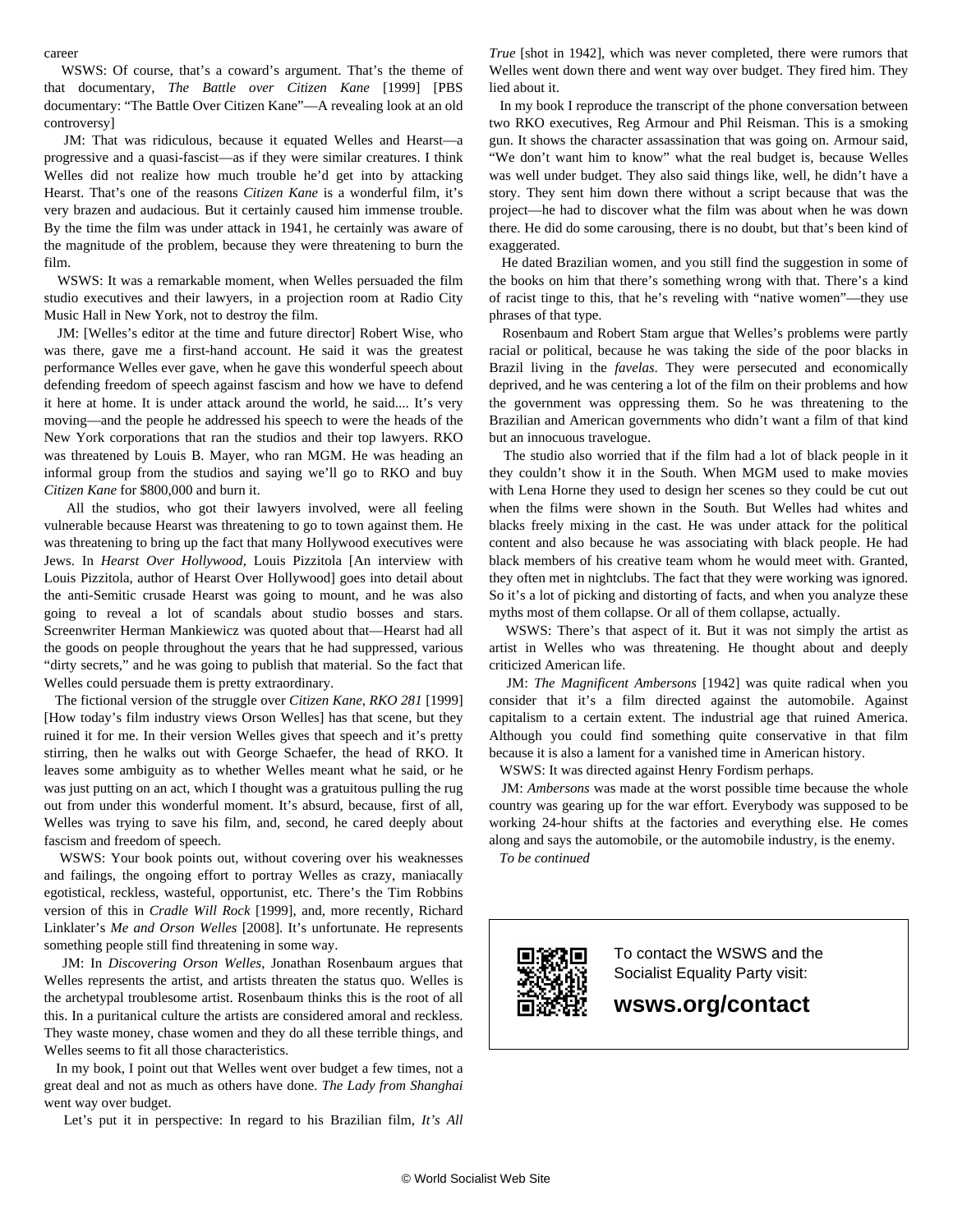career

WSWS: Of course, that's a coward's argument. That's the theme of that documentary, *The Battle over Citizen Kane* [1999] [PBS documentary: "The Battle Over Citizen Kane"—A revealing look at an old controversy]

JM: That was ridiculous, because it equated Welles and Hearst—a progressive and a quasi-fascist—as if they were similar creatures. I think Welles did not realize how much trouble he'd get into by attacking Hearst. That's one of the reasons *Citizen Kane* is a wonderful film, it's very brazen and audacious. But it certainly caused him immense trouble. By the time the film was under attack in 1941, he certainly was aware of the magnitude of the problem, because they were threatening to burn the film.

WSWS: It was a remarkable moment, when Welles persuaded the film studio executives and their lawyers, in a projection room at Radio City Music Hall in New York, not to destroy the film.

JM: [Welles's editor at the time and future director] Robert Wise, who was there, gave me a first-hand account. He said it was the greatest performance Welles ever gave, when he gave this wonderful speech about defending freedom of speech against fascism and how we have to defend it here at home. It is under attack around the world, he said.... It's very moving—and the people he addressed his speech to were the heads of the New York corporations that ran the studios and their top lawyers. RKO was threatened by Louis B. Mayer, who ran MGM. He was heading an informal group from the studios and saying we'll go to RKO and buy *Citizen Kane* for $800,000 and burn it.

All the studios, who got their lawyers involved, were all feeling vulnerable because Hearst was threatening to go to town against them. He was threatening to bring up the fact that many Hollywood executives were Jews. In *Hearst Over Hollywood*, Louis Pizzitola [An interview with Louis Pizzitola, author of Hearst Over Hollywood] goes into detail about the anti-Semitic crusade Hearst was going to mount, and he was also going to reveal a lot of scandals about studio bosses and stars. Screenwriter Herman Mankiewicz was quoted about that—Hearst had all the goods on people throughout the years that he had suppressed, various "dirty secrets," and he was going to publish that material. So the fact that Welles could persuade them is pretty extraordinary.

The fictional version of the struggle over *Citizen Kane*, *RKO 281* [1999] [How today's film industry views Orson Welles] has that scene, but they ruined it for me. In their version Welles gives that speech and it's pretty stirring, then he walks out with George Schaefer, the head of RKO. It leaves some ambiguity as to whether Welles meant what he said, or he was just putting on an act, which I thought was a gratuitous pulling the rug out from under this wonderful moment. It's absurd, because, first of all, Welles was trying to save his film, and, second, he cared deeply about fascism and freedom of speech.

WSWS: Your book points out, without covering over his weaknesses and failings, the ongoing effort to portray Welles as crazy, maniacally egotistical, reckless, wasteful, opportunist, etc. There's the Tim Robbins version of this in *Cradle Will Rock* [1999], and, more recently, Richard Linklater's *Me and Orson Welles* [2008]. It's unfortunate. He represents something people still find threatening in some way.

JM: In *Discovering Orson Welles*, Jonathan Rosenbaum argues that Welles represents the artist, and artists threaten the status quo. Welles is the archetypal troublesome artist. Rosenbaum thinks this is the root of all this. In a puritanical culture the artists are considered amoral and reckless. They waste money, chase women and they do all these terrible things, and Welles seems to fit all those characteristics.

In my book, I point out that Welles went over budget a few times, not a great deal and not as much as others have done. *The Lady from Shanghai* went way over budget.

Let's put it in perspective: In regard to his Brazilian film, *It's All True* [shot in 1942], which was never completed, there were rumors that Welles went down there and went way over budget. They fired him. They lied about it.

In my book I reproduce the transcript of the phone conversation between two RKO executives, Reg Armour and Phil Reisman. This is a smoking gun. It shows the character assassination that was going on. Armour said, "We don't want him to know" what the real budget is, because Welles was well under budget. They also said things like, well, he didn't have a story. They sent him down there without a script because that was the project—he had to discover what the film was about when he was down there. He did do some carousing, there is no doubt, but that's been kind of exaggerated.

He dated Brazilian women, and you still find the suggestion in some of the books on him that there's something wrong with that. There's a kind of racist tinge to this, that he's reveling with "native women"—they use phrases of that type.

Rosenbaum and Robert Stam argue that Welles's problems were partly racial or political, because he was taking the side of the poor blacks in Brazil living in the *favelas*. They were persecuted and economically deprived, and he was centering a lot of the film on their problems and how the government was oppressing them. So he was threatening to the Brazilian and American governments who didn't want a film of that kind but an innocuous travelogue.

The studio also worried that if the film had a lot of black people in it they couldn't show it in the South. When MGM used to make movies with Lena Horne they used to design her scenes so they could be cut out when the films were shown in the South. But Welles had whites and blacks freely mixing in the cast. He was under attack for the political content and also because he was associating with black people. He had black members of his creative team whom he would meet with. Granted, they often met in nightclubs. The fact that they were working was ignored. So it's a lot of picking and distorting of facts, and when you analyze these myths most of them collapse. Or all of them collapse, actually.

WSWS: There's that aspect of it. But it was not simply the artist as artist in Welles who was threatening. He thought about and deeply criticized American life.

JM: *The Magnificent Ambersons* [1942] was quite radical when you consider that it's a film directed against the automobile. Against capitalism to a certain extent. The industrial age that ruined America. Although you could find something quite conservative in that film because it is also a lament for a vanished time in American history.

WSWS: It was directed against Henry Fordism perhaps.

JM: *Ambersons* was made at the worst possible time because the whole country was gearing up for the war effort. Everybody was supposed to be working 24-hour shifts at the factories and everything else. He comes along and says the automobile, or the automobile industry, is the enemy.

*To be continued*

To contact the WSWS and the Socialist Equality Party visit:

**wsws.org/contact**